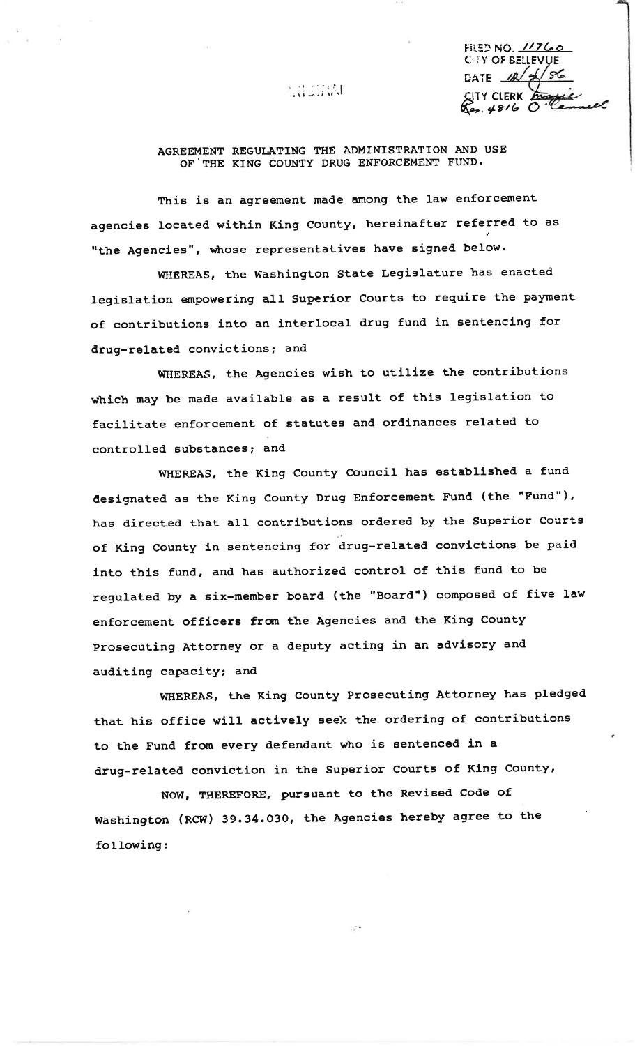FILED NO. 11760
CITY OF BELLEVUE
DATE 12/4/86
CITY CLERK
Res. 4816 O'Connell

AGREEMENT REGULATING THE ADMINISTRATION AND USE OF THE KING COUNTY DRUG ENFORCEMENT FUND.

This is an agreement made among the law enforcement agencies located within King County, hereinafter referred to as "the Agencies", whose representatives have signed below.

WHEREAS, the Washington State Legislature has enacted legislation empowering all Superior Courts to require the payment of contributions into an interlocal drug fund in sentencing for drug-related convictions; and

WHEREAS, the Agencies wish to utilize the contributions which may be made available as a result of this legislation to facilitate enforcement of statutes and ordinances related to controlled substances; and

WHEREAS, the King County Council has established a fund designated as the King County Drug Enforcement Fund (the "Fund"), has directed that all contributions ordered by the Superior Courts of King County in sentencing for drug-related convictions be paid into this fund, and has authorized control of this fund to be regulated by a six-member board (the "Board") composed of five law enforcement officers from the Agencies and the King County Prosecuting Attorney or a deputy acting in an advisory and auditing capacity; and

WHEREAS, the King County Prosecuting Attorney has pledged that his office will actively seek the ordering of contributions to the Fund from every defendant who is sentenced in a drug-related conviction in the Superior Courts of King County,

NOW, THEREFORE, pursuant to the Revised Code of Washington (RCW) 39.34.030, the Agencies hereby agree to the following: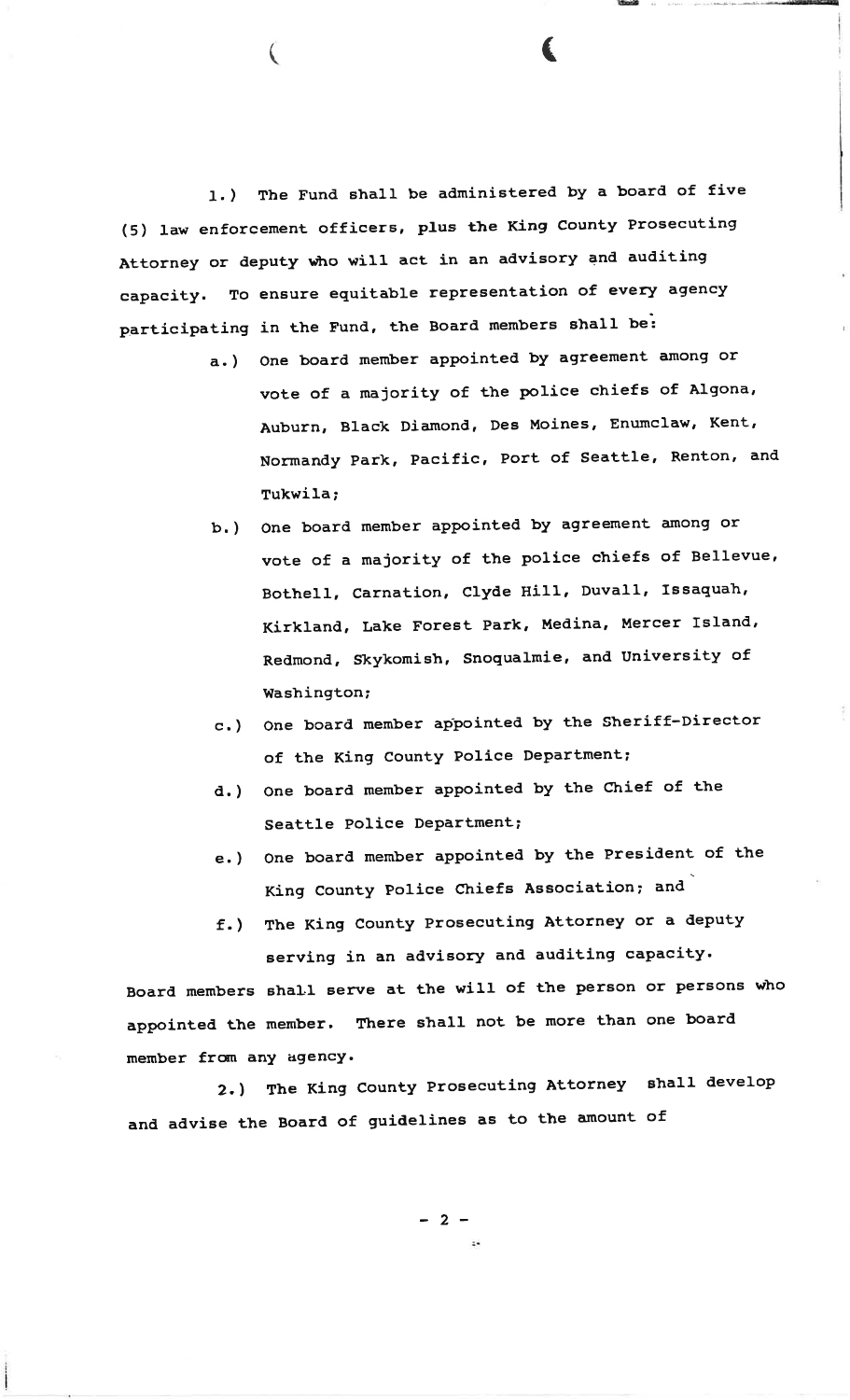1.) The Fund shall be administered by a board of five (5) law enforcement officers, plus the King County Prosecuting Attorney or deputy who will act in an advisory and auditing capacity. To ensure equitable representation of every agency participating in the Fund, the Board members shall be:

- a.) One board member appointed by agreement among or vote of a majority of the police chiefs of Algona, Auburn, Black Diamond, Des Moines, Enumclaw, Kent, Normandy Park, Pacific, Port of Seattle, Renton, and Tukwila;
- b.) One board member appointed by agreement among or vote of a majority of the police chiefs of Bellevue, Bothell, Carnation, Clyde Hill, Duvall, Issaquah, Kirkland, Lake Forest Park, Medina, Mercer Island, Redmond, Skykomish, Snoqualmie, and University of Washington;
- c.) One board member appointed by the Sheriff-Director of the King County Police Department;
- d.) One board member appointed by the Chief of the Seattle Police Department;
- e.) One board member appointed by the President of the King County Police Chiefs Association; and
- f.) The King County Prosecuting Attorney or a deputy serving in an advisory and auditing capacity.

Board members shall serve at the will of the person or persons who appointed the member. There shall not be more than one board member from any agency.

2.) The King County Prosecuting Attorney shall develop and advise the Board of guidelines as to the amount of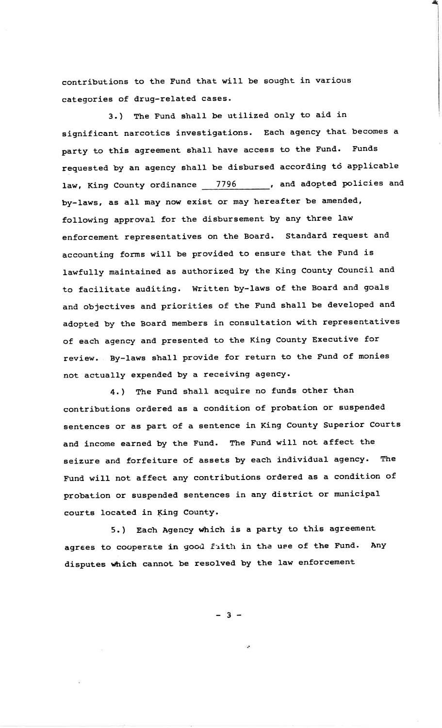contributions to the Fund that will be sought in various categories of drug-related cases.

3.) The Fund shall be utilized only to aid in significant narcotics investigations. Each agency that becomes a party to this agreement shall have access to the Fund. Funds requested by an agency shall be disbursed according to applicable law, King County ordinance ___7796___, and adopted policies and by-laws, as all may now exist or may hereafter be amended, following approval for the disbursement by any three law enforcement representatives on the Board. Standard request and accounting forms will be provided to ensure that the Fund is lawfully maintained as authorized by the King County Council and to facilitate auditing. Written by-laws of the Board and goals and objectives and priorities of the Fund shall be developed and adopted by the Board members in consultation with representatives of each agency and presented to the King County Executive for review. By-laws shall provide for return to the Fund of monies not actually expended by a receiving agency.

4.) The Fund shall acquire no funds other than contributions ordered as a condition of probation or suspended sentences or as part of a sentence in King County Superior Courts and income earned by the Fund. The Fund will not affect the seizure and forfeiture of assets by each individual agency. The Fund will not affect any contributions ordered as a condition of probation or suspended sentences in any district or municipal courts located in King County.

5.) Each Agency which is a party to this agreement agrees to cooperate in good faith in the use of the Fund. Any disputes which cannot be resolved by the law enforcement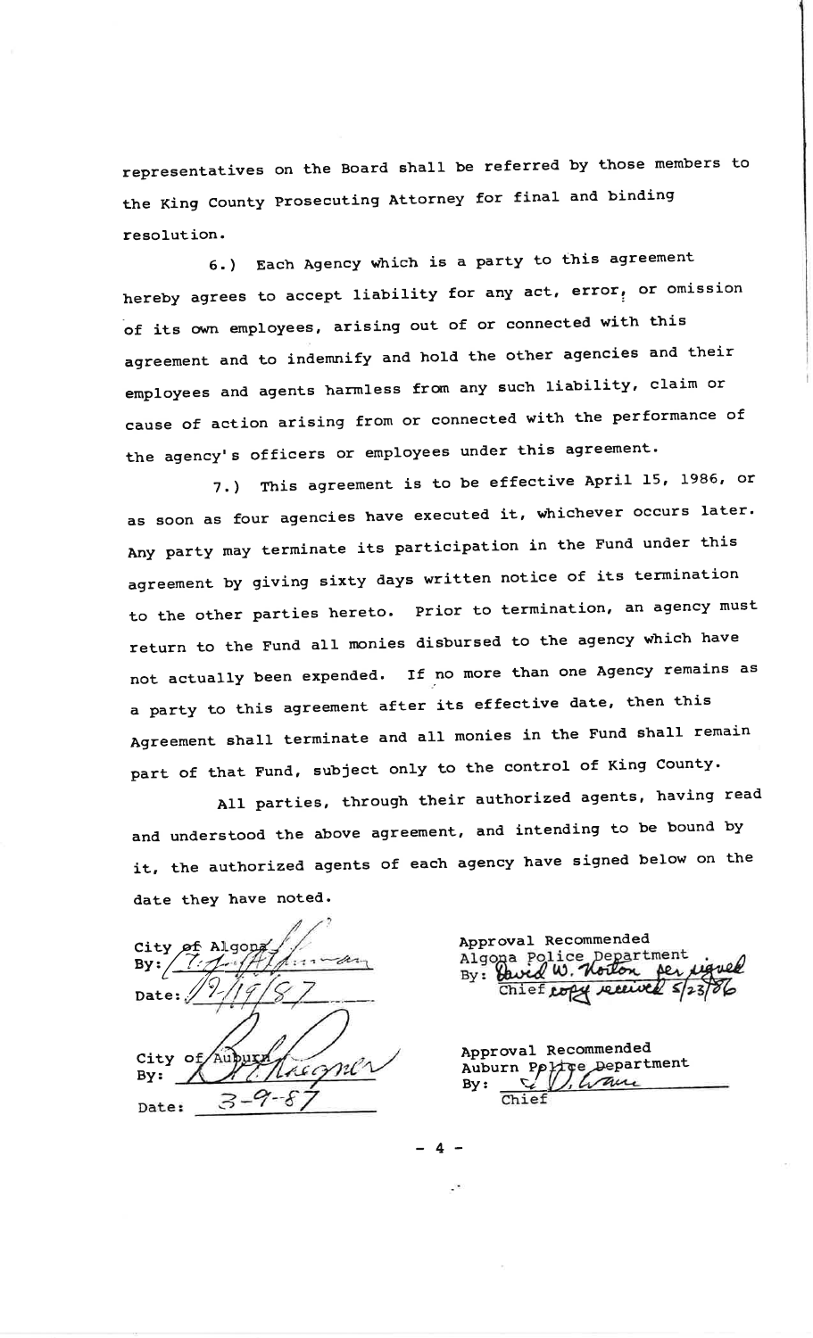representatives on the Board shall be referred by those members to the King County Prosecuting Attorney for final and binding resolution.

6.) Each Agency which is a party to this agreement hereby agrees to accept liability for any act, error, or omission of its own employees, arising out of or connected with this agreement and to indemnify and hold the other agencies and their employees and agents harmless from any such liability, claim or cause of action arising from or connected with the performance of the agency's officers or employees under this agreement.

7.) This agreement is to be effective April 15, 1986, or as soon as four agencies have executed it, whichever occurs later. Any party may terminate its participation in the Fund under this agreement by giving sixty days written notice of its termination to the other parties hereto. Prior to termination, an agency must return to the Fund all monies disbursed to the agency which have not actually been expended. If no more than one Agency remains as a party to this agreement after its effective date, then this Agreement shall terminate and all monies in the Fund shall remain part of that Fund, subject only to the control of King County.

All parties, through their authorized agents, having read and understood the above agreement, and intending to be bound by it, the authorized agents of each agency have signed below on the date they have noted.

City of Algona
By: _[signature]_
Date: 12/19/87

Approval Recommended
Algona Police Department
By: David W. Norton per signed
Chief copy received 5/23/86

City of Auburn
By: _[signature]_
Date: 3-9-87

Approval Recommended
Auburn Police Department
By: _[signature]_
Chief